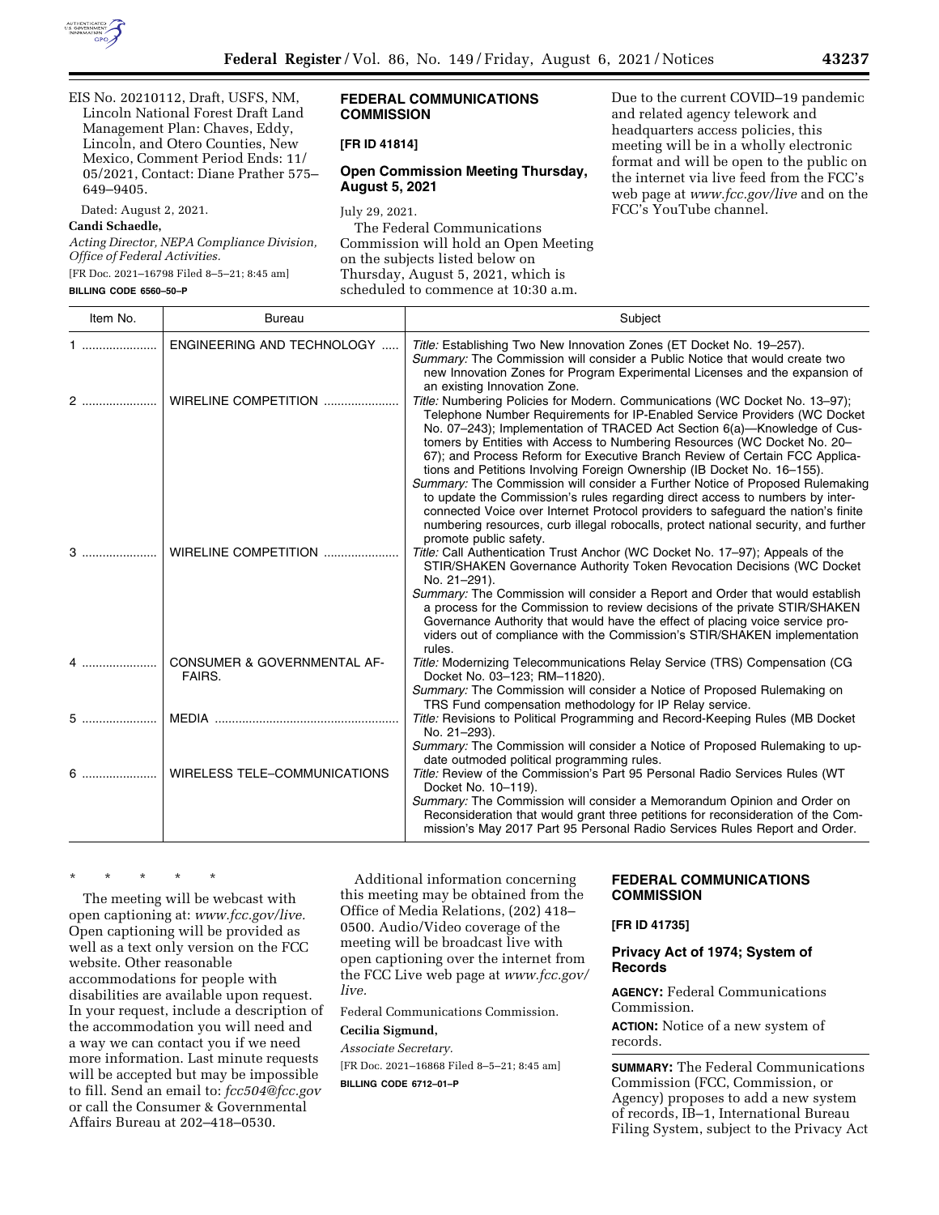EIS No. 20210112, Draft, USFS, NM, Lincoln National Forest Draft Land Management Plan: Chaves, Eddy, Lincoln, and Otero Counties, New Mexico, Comment Period Ends: 11/05/2021, Contact: Diane Prather 575–649–9405.

Dated: August 2, 2021.

**Candi Schaedle,**

*Acting Director, NEPA Compliance Division, Office of Federal Activities.*

[FR Doc. 2021–16798 Filed 8–5–21; 8:45 am]

**BILLING CODE 6560–50–P**

## FEDERAL COMMUNICATIONS COMMISSION

**[FR ID 41814]**

### Open Commission Meeting Thursday, August 5, 2021

July 29, 2021.

The Federal Communications Commission will hold an Open Meeting on the subjects listed below on Thursday, August 5, 2021, which is scheduled to commence at 10:30 a.m.

Due to the current COVID–19 pandemic and related agency telework and headquarters access policies, this meeting will be in a wholly electronic format and will be open to the public on the internet via live feed from the FCC's web page at *www.fcc.gov/live* and on the FCC's YouTube channel.

| Item No. | Bureau | Subject |
|---|---|---|
| 1 | ENGINEERING AND TECHNOLOGY | *Title:* Establishing Two New Innovation Zones (ET Docket No. 19–257). *Summary:* The Commission will consider a Public Notice that would create two new Innovation Zones for Program Experimental Licenses and the expansion of an existing Innovation Zone. |
| 2 | WIRELINE COMPETITION | *Title:* Numbering Policies for Modern. Communications (WC Docket No. 13–97); Telephone Number Requirements for IP-Enabled Service Providers (WC Docket No. 07–243); Implementation of TRACED Act Section 6(a)—Knowledge of Customers by Entities with Access to Numbering Resources (WC Docket No. 20–67); and Process Reform for Executive Branch Review of Certain FCC Applications and Petitions Involving Foreign Ownership (IB Docket No. 16–155). *Summary:* The Commission will consider a Further Notice of Proposed Rulemaking to update the Commission's rules regarding direct access to numbers by interconnected Voice over Internet Protocol providers to safeguard the nation's finite numbering resources, curb illegal robocalls, protect national security, and further promote public safety. |
| 3 | WIRELINE COMPETITION | *Title:* Call Authentication Trust Anchor (WC Docket No. 17–97); Appeals of the STIR/SHAKEN Governance Authority Token Revocation Decisions (WC Docket No. 21–291). *Summary:* The Commission will consider a Report and Order that would establish a process for the Commission to review decisions of the private STIR/SHAKEN Governance Authority that would have the effect of placing voice service providers out of compliance with the Commission's STIR/SHAKEN implementation rules. |
| 4 | CONSUMER & GOVERNMENTAL AFFAIRS. | *Title:* Modernizing Telecommunications Relay Service (TRS) Compensation (CG Docket No. 03–123; RM–11820). *Summary:* The Commission will consider a Notice of Proposed Rulemaking on TRS Fund compensation methodology for IP Relay service. |
| 5 | MEDIA | *Title:* Revisions to Political Programming and Record-Keeping Rules (MB Docket No. 21–293). *Summary:* The Commission will consider a Notice of Proposed Rulemaking to update outmoded political programming rules. |
| 6 | WIRELESS TELE–COMMUNICATIONS | *Title:* Review of the Commission's Part 95 Personal Radio Services Rules (WT Docket No. 10–119). *Summary:* The Commission will consider a Memorandum Opinion and Order on Reconsideration that would grant three petitions for reconsideration of the Commission's May 2017 Part 95 Personal Radio Services Rules Report and Order. |

\* \* \* \* \*

The meeting will be webcast with open captioning at: *www.fcc.gov/live.* Open captioning will be provided as well as a text only version on the FCC website. Other reasonable accommodations for people with disabilities are available upon request. In your request, include a description of the accommodation you will need and a way we can contact you if we need more information. Last minute requests will be accepted but may be impossible to fill. Send an email to: *fcc504@fcc.gov* or call the Consumer & Governmental Affairs Bureau at 202–418–0530.

Additional information concerning this meeting may be obtained from the Office of Media Relations, (202) 418–0500. Audio/Video coverage of the meeting will be broadcast live with open captioning over the internet from the FCC Live web page at *www.fcc.gov/live.*

Federal Communications Commission.

**Cecilia Sigmund,**

*Associate Secretary.*

[FR Doc. 2021–16868 Filed 8–5–21; 8:45 am]

**BILLING CODE 6712–01–P**

## FEDERAL COMMUNICATIONS COMMISSION

**[FR ID 41735]**

### Privacy Act of 1974; System of Records

**AGENCY:** Federal Communications Commission.

**ACTION:** Notice of a new system of records.

**SUMMARY:** The Federal Communications Commission (FCC, Commission, or Agency) proposes to add a new system of records, IB–1, International Bureau Filing System, subject to the Privacy Act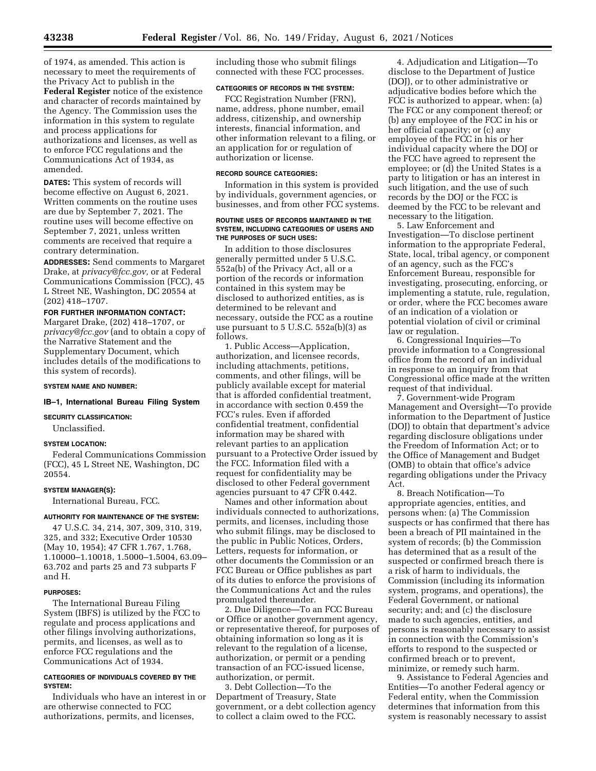of 1974, as amended. This action is necessary to meet the requirements of the Privacy Act to publish in the **Federal Register** notice of the existence and character of records maintained by the Agency. The Commission uses the information in this system to regulate and process applications for authorizations and licenses, as well as to enforce FCC regulations and the Communications Act of 1934, as amended.

**DATES:** This system of records will become effective on August 6, 2021. Written comments on the routine uses are due by September 7, 2021. The routine uses will become effective on September 7, 2021, unless written comments are received that require a contrary determination.

**ADDRESSES:** Send comments to Margaret Drake, at *privacy@fcc.gov,* or at Federal Communications Commission (FCC), 45 L Street NE, Washington, DC 20554 at (202) 418–1707.

**FOR FURTHER INFORMATION CONTACT:** Margaret Drake, (202) 418–1707, or *privacy@fcc.gov* (and to obtain a copy of the Narrative Statement and the Supplementary Document, which includes details of the modifications to this system of records).

**SYSTEM NAME AND NUMBER:**

**IB–1, International Bureau Filing System**

**SECURITY CLASSIFICATION:**

Unclassified.

**SYSTEM LOCATION:**

Federal Communications Commission (FCC), 45 L Street NE, Washington, DC 20554.

**SYSTEM MANAGER(S):**

International Bureau, FCC.

**AUTHORITY FOR MAINTENANCE OF THE SYSTEM:**

47 U.S.C. 34, 214, 307, 309, 310, 319, 325, and 332; Executive Order 10530 (May 10, 1954); 47 CFR 1.767, 1.768, 1.10000–1.10018, 1.5000–1.5004, 63.09–63.702 and parts 25 and 73 subparts F and H.

**PURPOSES:**

The International Bureau Filing System (IBFS) is utilized by the FCC to regulate and process applications and other filings involving authorizations, permits, and licenses, as well as to enforce FCC regulations and the Communications Act of 1934.

**CATEGORIES OF INDIVIDUALS COVERED BY THE SYSTEM:**

Individuals who have an interest in or are otherwise connected to FCC authorizations, permits, and licenses, including those who submit filings connected with these FCC processes.

**CATEGORIES OF RECORDS IN THE SYSTEM:**

FCC Registration Number (FRN), name, address, phone number, email address, citizenship, and ownership interests, financial information, and other information relevant to a filing, or an application for or regulation of authorization or license.

**RECORD SOURCE CATEGORIES:**

Information in this system is provided by individuals, government agencies, or businesses, and from other FCC systems.

**ROUTINE USES OF RECORDS MAINTAINED IN THE SYSTEM, INCLUDING CATEGORIES OF USERS AND THE PURPOSES OF SUCH USES:**

In addition to those disclosures generally permitted under 5 U.S.C. 552a(b) of the Privacy Act, all or a portion of the records or information contained in this system may be disclosed to authorized entities, as is determined to be relevant and necessary, outside the FCC as a routine use pursuant to 5 U.S.C. 552a(b)(3) as follows.

1. Public Access—Application, authorization, and licensee records, including attachments, petitions, comments, and other filings, will be publicly available except for material that is afforded confidential treatment, in accordance with section 0.459 the FCC's rules. Even if afforded confidential treatment, confidential information may be shared with relevant parties to an application pursuant to a Protective Order issued by the FCC. Information filed with a request for confidentiality may be disclosed to other Federal government agencies pursuant to 47 CFR 0.442.

Names and other information about individuals connected to authorizations, permits, and licenses, including those who submit filings, may be disclosed to the public in Public Notices, Orders, Letters, requests for information, or other documents the Commission or an FCC Bureau or Office publishes as part of its duties to enforce the provisions of the Communications Act and the rules promulgated thereunder.

2. Due Diligence—To an FCC Bureau or Office or another government agency, or representative thereof, for purposes of obtaining information so long as it is relevant to the regulation of a license, authorization, or permit or a pending transaction of an FCC-issued license, authorization, or permit.

3. Debt Collection—To the Department of Treasury, State government, or a debt collection agency to collect a claim owed to the FCC.

4. Adjudication and Litigation—To disclose to the Department of Justice (DOJ), or to other administrative or adjudicative bodies before which the FCC is authorized to appear, when: (a) The FCC or any component thereof; or (b) any employee of the FCC in his or her official capacity; or (c) any employee of the FCC in his or her individual capacity where the DOJ or the FCC have agreed to represent the employee; or (d) the United States is a party to litigation or has an interest in such litigation, and the use of such records by the DOJ or the FCC is deemed by the FCC to be relevant and necessary to the litigation.

5. Law Enforcement and Investigation—To disclose pertinent information to the appropriate Federal, State, local, tribal agency, or component of an agency, such as the FCC's Enforcement Bureau, responsible for investigating, prosecuting, enforcing, or implementing a statute, rule, regulation, or order, where the FCC becomes aware of an indication of a violation or potential violation of civil or criminal law or regulation.

6. Congressional Inquiries—To provide information to a Congressional office from the record of an individual in response to an inquiry from that Congressional office made at the written request of that individual.

7. Government-wide Program Management and Oversight—To provide information to the Department of Justice (DOJ) to obtain that department's advice regarding disclosure obligations under the Freedom of Information Act; or to the Office of Management and Budget (OMB) to obtain that office's advice regarding obligations under the Privacy Act.

8. Breach Notification—To appropriate agencies, entities, and persons when: (a) The Commission suspects or has confirmed that there has been a breach of PII maintained in the system of records; (b) the Commission has determined that as a result of the suspected or confirmed breach there is a risk of harm to individuals, the Commission (including its information system, programs, and operations), the Federal Government, or national security; and; and (c) the disclosure made to such agencies, entities, and persons is reasonably necessary to assist in connection with the Commission's efforts to respond to the suspected or confirmed breach or to prevent, minimize, or remedy such harm.

9. Assistance to Federal Agencies and Entities—To another Federal agency or Federal entity, when the Commission determines that information from this system is reasonably necessary to assist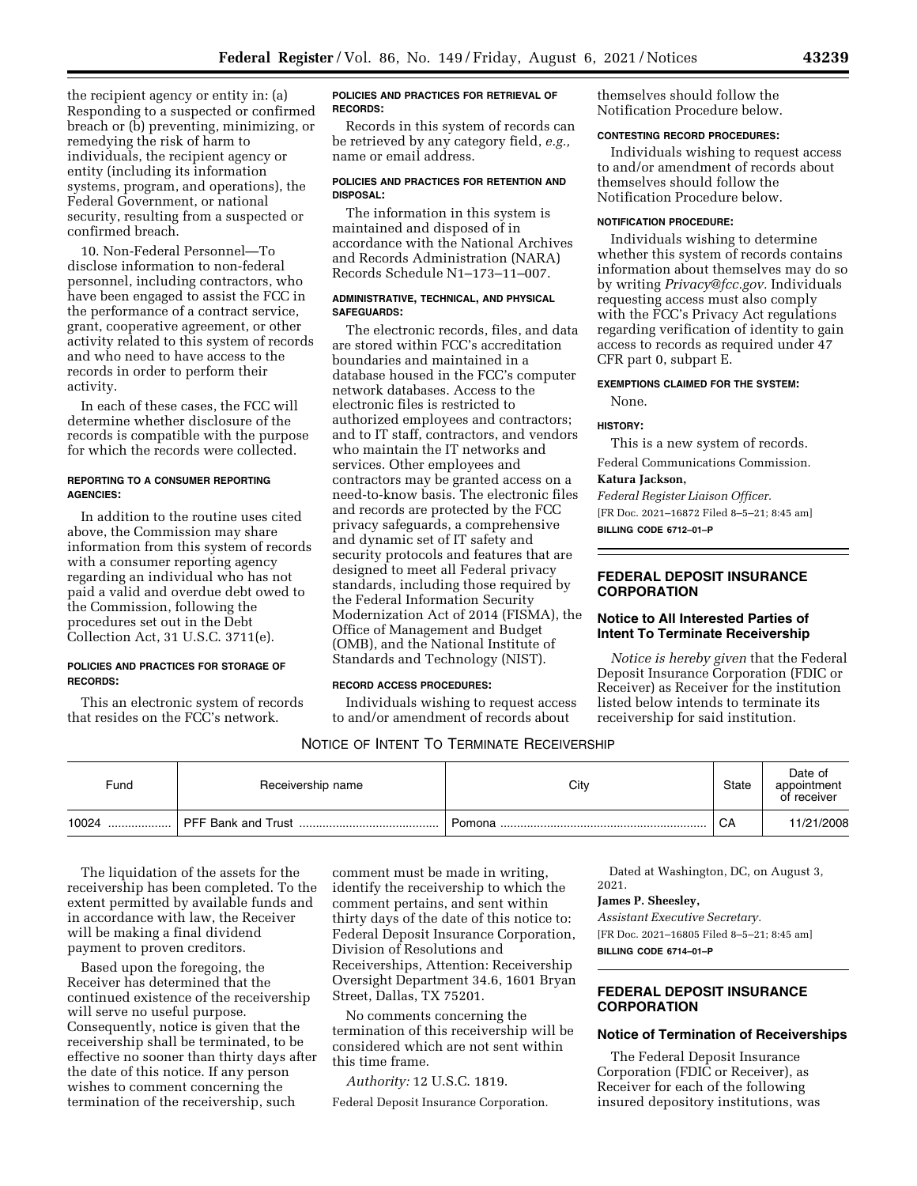the recipient agency or entity in: (a) Responding to a suspected or confirmed breach or (b) preventing, minimizing, or remedying the risk of harm to individuals, the recipient agency or entity (including its information systems, program, and operations), the Federal Government, or national security, resulting from a suspected or confirmed breach.

10. Non-Federal Personnel—To disclose information to non-federal personnel, including contractors, who have been engaged to assist the FCC in the performance of a contract service, grant, cooperative agreement, or other activity related to this system of records and who need to have access to the records in order to perform their activity.

In each of these cases, the FCC will determine whether disclosure of the records is compatible with the purpose for which the records were collected.

#### REPORTING TO A CONSUMER REPORTING AGENCIES:

In addition to the routine uses cited above, the Commission may share information from this system of records with a consumer reporting agency regarding an individual who has not paid a valid and overdue debt owed to the Commission, following the procedures set out in the Debt Collection Act, 31 U.S.C. 3711(e).

#### POLICIES AND PRACTICES FOR STORAGE OF RECORDS:

This an electronic system of records that resides on the FCC's network.

#### POLICIES AND PRACTICES FOR RETRIEVAL OF RECORDS:

Records in this system of records can be retrieved by any category field, *e.g.,* name or email address.

#### POLICIES AND PRACTICES FOR RETENTION AND DISPOSAL:

The information in this system is maintained and disposed of in accordance with the National Archives and Records Administration (NARA) Records Schedule N1–173–11–007.

#### ADMINISTRATIVE, TECHNICAL, AND PHYSICAL SAFEGUARDS:

The electronic records, files, and data are stored within FCC's accreditation boundaries and maintained in a database housed in the FCC's computer network databases. Access to the electronic files is restricted to authorized employees and contractors; and to IT staff, contractors, and vendors who maintain the IT networks and services. Other employees and contractors may be granted access on a need-to-know basis. The electronic files and records are protected by the FCC privacy safeguards, a comprehensive and dynamic set of IT safety and security protocols and features that are designed to meet all Federal privacy standards, including those required by the Federal Information Security Modernization Act of 2014 (FISMA), the Office of Management and Budget (OMB), and the National Institute of Standards and Technology (NIST).

#### RECORD ACCESS PROCEDURES:

Individuals wishing to request access to and/or amendment of records about themselves should follow the Notification Procedure below.

#### CONTESTING RECORD PROCEDURES:

Individuals wishing to request access to and/or amendment of records about themselves should follow the Notification Procedure below.

#### NOTIFICATION PROCEDURE:

Individuals wishing to determine whether this system of records contains information about themselves may do so by writing *Privacy@fcc.gov.* Individuals requesting access must also comply with the FCC's Privacy Act regulations regarding verification of identity to gain access to records as required under 47 CFR part 0, subpart E.

#### EXEMPTIONS CLAIMED FOR THE SYSTEM:

None.

#### HISTORY:

This is a new system of records.

Federal Communications Commission.

**Katura Jackson,**

*Federal Register Liaison Officer.*

[FR Doc. 2021–16872 Filed 8–5–21; 8:45 am]

**BILLING CODE 6712–01–P**

## FEDERAL DEPOSIT INSURANCE CORPORATION

### Notice to All Interested Parties of Intent To Terminate Receivership

*Notice is hereby given* that the Federal Deposit Insurance Corporation (FDIC or Receiver) as Receiver for the institution listed below intends to terminate its receivership for said institution.

NOTICE OF INTENT TO TERMINATE RECEIVERSHIP

| Fund | Receivership name | City | State | Date of appointment of receiver |
|---|---|---|---|---|
| 10024 | PFF Bank and Trust | Pomona | CA | 11/21/2008 |

The liquidation of the assets for the receivership has been completed. To the extent permitted by available funds and in accordance with law, the Receiver will be making a final dividend payment to proven creditors.

Based upon the foregoing, the Receiver has determined that the continued existence of the receivership will serve no useful purpose. Consequently, notice is given that the receivership shall be terminated, to be effective no sooner than thirty days after the date of this notice. If any person wishes to comment concerning the termination of the receivership, such comment must be made in writing, identify the receivership to which the comment pertains, and sent within thirty days of the date of this notice to: Federal Deposit Insurance Corporation, Division of Resolutions and Receiverships, Attention: Receivership Oversight Department 34.6, 1601 Bryan Street, Dallas, TX 75201.

No comments concerning the termination of this receivership will be considered which are not sent within this time frame.

*Authority:* 12 U.S.C. 1819.

Federal Deposit Insurance Corporation.

Dated at Washington, DC, on August 3, 2021.

**James P. Sheesley,**

*Assistant Executive Secretary.*

[FR Doc. 2021–16805 Filed 8–5–21; 8:45 am]

**BILLING CODE 6714–01–P**

## FEDERAL DEPOSIT INSURANCE CORPORATION

### Notice of Termination of Receiverships

The Federal Deposit Insurance Corporation (FDIC or Receiver), as Receiver for each of the following insured depository institutions, was